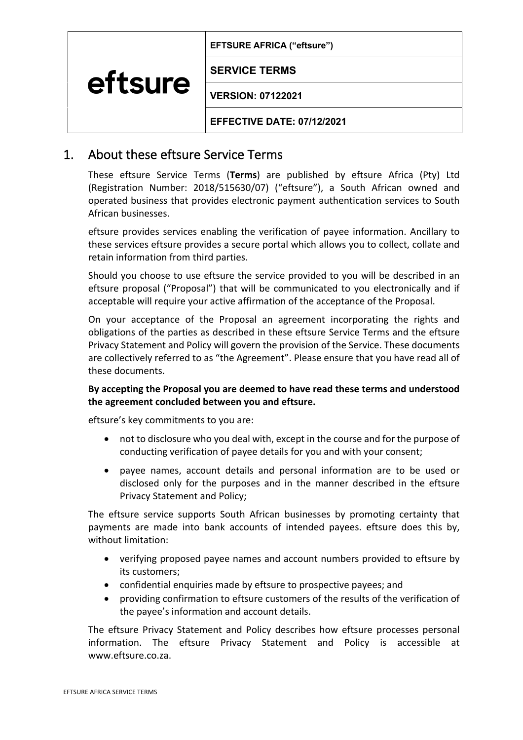| eftsure | EFTSURE AFRICA ("eftsure") |
|---|---|
| | SERVICE TERMS |
| | VERSION: 07122021 |
| | EFFECTIVE DATE: 07/12/2021 |

## 1. About these eftsure Service Terms

These eftsure Service Terms (**Terms**) are published by eftsure Africa (Pty) Ltd (Registration Number: 2018/515630/07) ("eftsure"), a South African owned and operated business that provides electronic payment authentication services to South African businesses.

eftsure provides services enabling the verification of payee information. Ancillary to these services eftsure provides a secure portal which allows you to collect, collate and retain information from third parties.

Should you choose to use eftsure the service provided to you will be described in an eftsure proposal ("Proposal") that will be communicated to you electronically and if acceptable will require your active affirmation of the acceptance of the Proposal.

On your acceptance of the Proposal an agreement incorporating the rights and obligations of the parties as described in these eftsure Service Terms and the eftsure Privacy Statement and Policy will govern the provision of the Service. These documents are collectively referred to as "the Agreement". Please ensure that you have read all of these documents.

**By accepting the Proposal you are deemed to have read these terms and understood the agreement concluded between you and eftsure.**

eftsure's key commitments to you are:

- not to disclosure who you deal with, except in the course and for the purpose of conducting verification of payee details for you and with your consent;
- payee names, account details and personal information are to be used or disclosed only for the purposes and in the manner described in the eftsure Privacy Statement and Policy;

The eftsure service supports South African businesses by promoting certainty that payments are made into bank accounts of intended payees. eftsure does this by, without limitation:

- verifying proposed payee names and account numbers provided to eftsure by its customers;
- confidential enquiries made by eftsure to prospective payees; and
- providing confirmation to eftsure customers of the results of the verification of the payee's information and account details.

The eftsure Privacy Statement and Policy describes how eftsure processes personal information. The eftsure Privacy Statement and Policy is accessible at www.eftsure.co.za.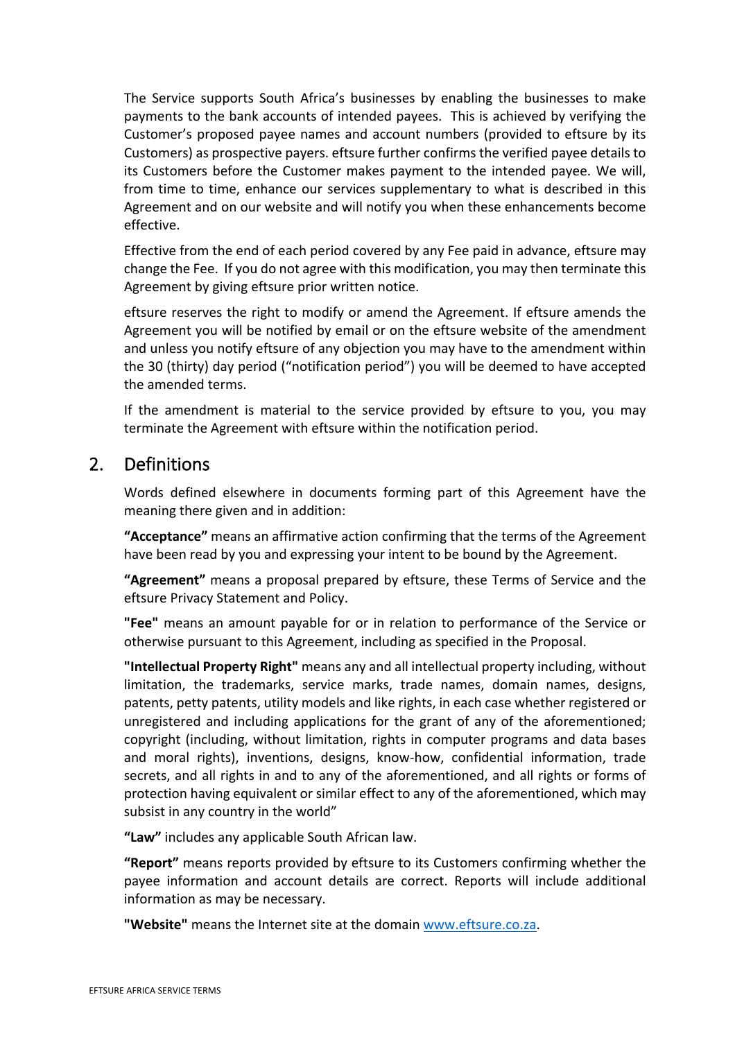The Service supports South Africa's businesses by enabling the businesses to make payments to the bank accounts of intended payees. This is achieved by verifying the Customer's proposed payee names and account numbers (provided to eftsure by its Customers) as prospective payers. eftsure further confirms the verified payee details to its Customers before the Customer makes payment to the intended payee. We will, from time to time, enhance our services supplementary to what is described in this Agreement and on our website and will notify you when these enhancements become effective.

Effective from the end of each period covered by any Fee paid in advance, eftsure may change the Fee. If you do not agree with this modification, you may then terminate this Agreement by giving eftsure prior written notice.

eftsure reserves the right to modify or amend the Agreement. If eftsure amends the Agreement you will be notified by email or on the eftsure website of the amendment and unless you notify eftsure of any objection you may have to the amendment within the 30 (thirty) day period ("notification period") you will be deemed to have accepted the amended terms.

If the amendment is material to the service provided by eftsure to you, you may terminate the Agreement with eftsure within the notification period.

## 2. Definitions

Words defined elsewhere in documents forming part of this Agreement have the meaning there given and in addition:

**"Acceptance"** means an affirmative action confirming that the terms of the Agreement have been read by you and expressing your intent to be bound by the Agreement.

**"Agreement"** means a proposal prepared by eftsure, these Terms of Service and the eftsure Privacy Statement and Policy.

**"Fee"** means an amount payable for or in relation to performance of the Service or otherwise pursuant to this Agreement, including as specified in the Proposal.

**"Intellectual Property Right"** means any and all intellectual property including, without limitation, the trademarks, service marks, trade names, domain names, designs, patents, petty patents, utility models and like rights, in each case whether registered or unregistered and including applications for the grant of any of the aforementioned; copyright (including, without limitation, rights in computer programs and data bases and moral rights), inventions, designs, know-how, confidential information, trade secrets, and all rights in and to any of the aforementioned, and all rights or forms of protection having equivalent or similar effect to any of the aforementioned, which may subsist in any country in the world"

**"Law"** includes any applicable South African law.

**"Report"** means reports provided by eftsure to its Customers confirming whether the payee information and account details are correct. Reports will include additional information as may be necessary.

**"Website"** means the Internet site at the domain www.eftsure.co.za.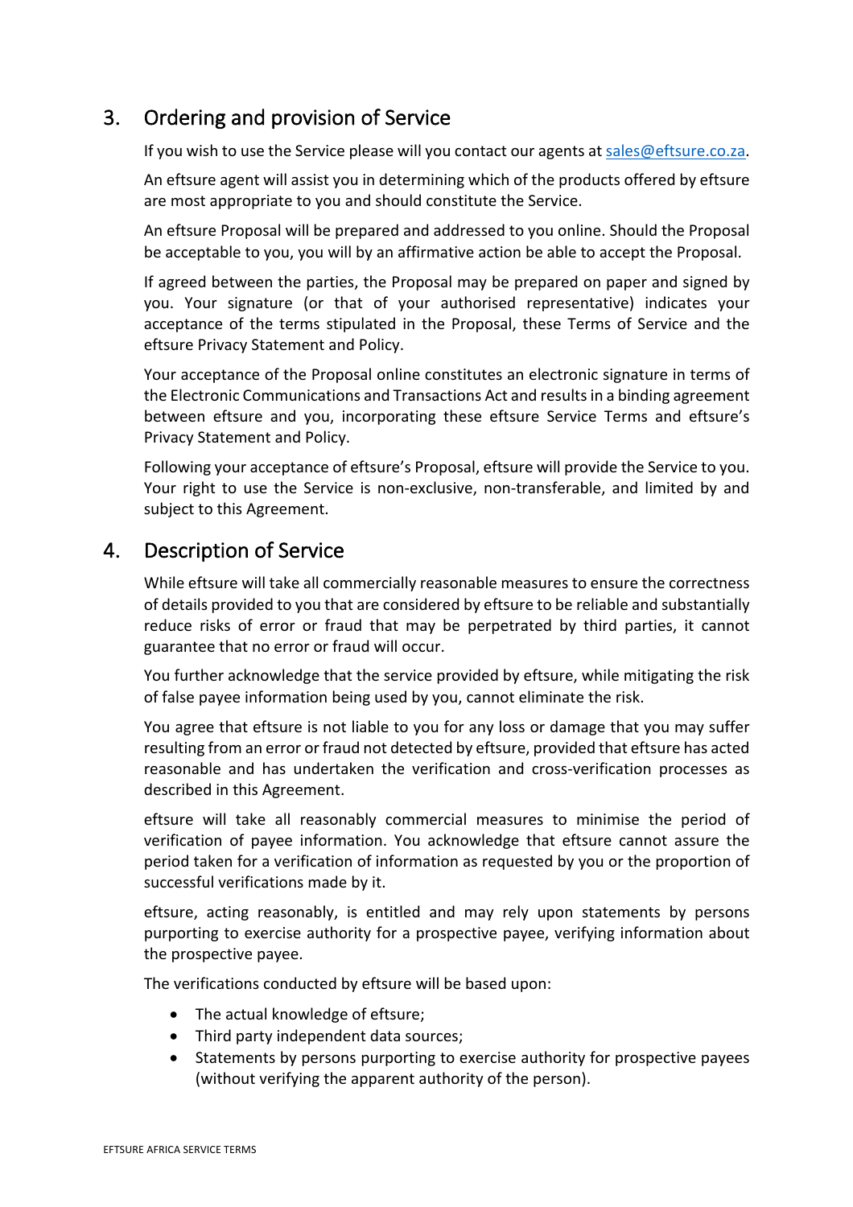## 3. Ordering and provision of Service

If you wish to use the Service please will you contact our agents at sales@eftsure.co.za.

An eftsure agent will assist you in determining which of the products offered by eftsure are most appropriate to you and should constitute the Service.

An eftsure Proposal will be prepared and addressed to you online. Should the Proposal be acceptable to you, you will by an affirmative action be able to accept the Proposal.

If agreed between the parties, the Proposal may be prepared on paper and signed by you. Your signature (or that of your authorised representative) indicates your acceptance of the terms stipulated in the Proposal, these Terms of Service and the eftsure Privacy Statement and Policy.

Your acceptance of the Proposal online constitutes an electronic signature in terms of the Electronic Communications and Transactions Act and results in a binding agreement between eftsure and you, incorporating these eftsure Service Terms and eftsure's Privacy Statement and Policy.

Following your acceptance of eftsure's Proposal, eftsure will provide the Service to you. Your right to use the Service is non-exclusive, non-transferable, and limited by and subject to this Agreement.

## 4. Description of Service

While eftsure will take all commercially reasonable measures to ensure the correctness of details provided to you that are considered by eftsure to be reliable and substantially reduce risks of error or fraud that may be perpetrated by third parties, it cannot guarantee that no error or fraud will occur.

You further acknowledge that the service provided by eftsure, while mitigating the risk of false payee information being used by you, cannot eliminate the risk.

You agree that eftsure is not liable to you for any loss or damage that you may suffer resulting from an error or fraud not detected by eftsure, provided that eftsure has acted reasonable and has undertaken the verification and cross-verification processes as described in this Agreement.

eftsure will take all reasonably commercial measures to minimise the period of verification of payee information. You acknowledge that eftsure cannot assure the period taken for a verification of information as requested by you or the proportion of successful verifications made by it.

eftsure, acting reasonably, is entitled and may rely upon statements by persons purporting to exercise authority for a prospective payee, verifying information about the prospective payee.

The verifications conducted by eftsure will be based upon:

- The actual knowledge of eftsure;
- Third party independent data sources;
- Statements by persons purporting to exercise authority for prospective payees (without verifying the apparent authority of the person).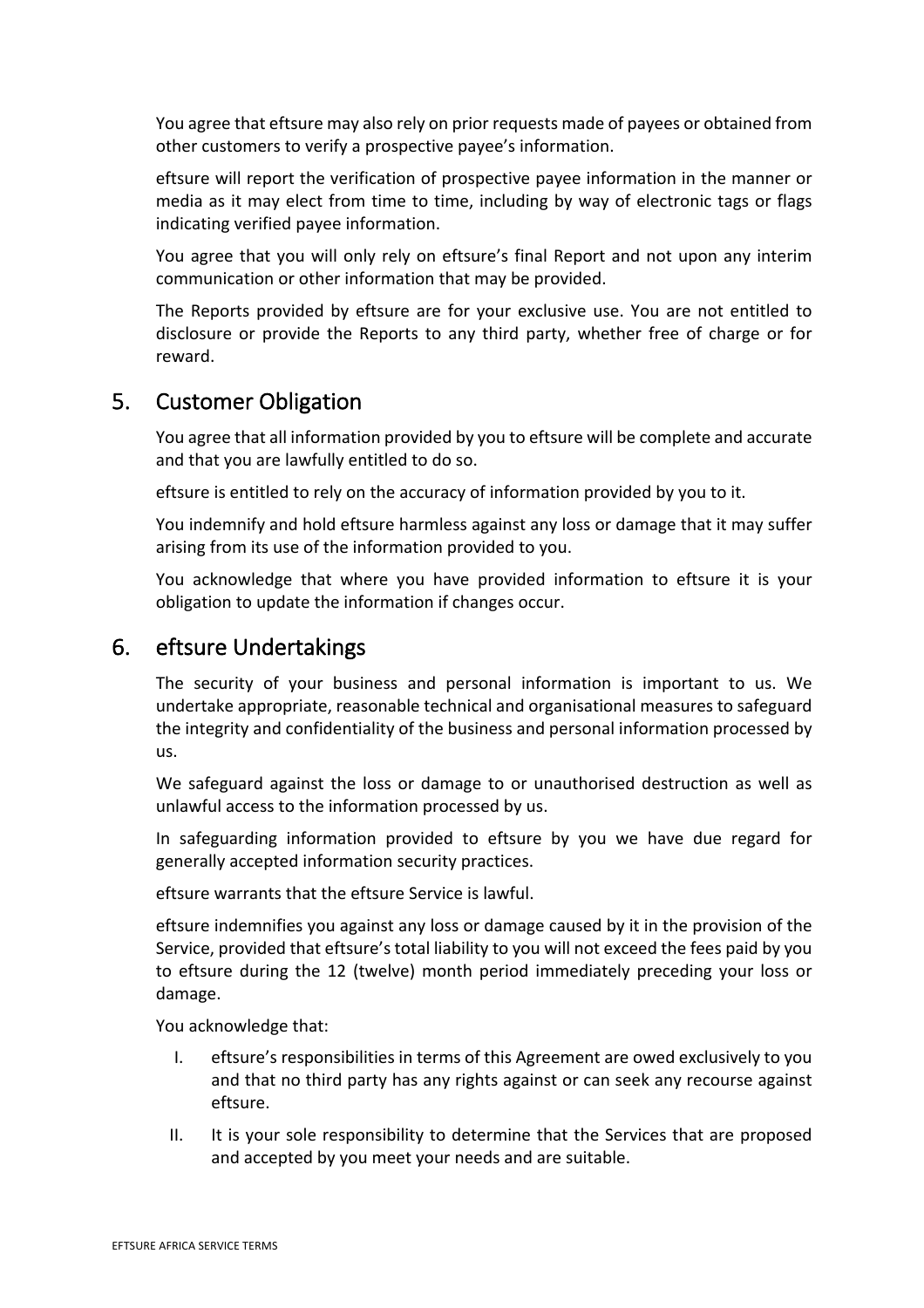You agree that eftsure may also rely on prior requests made of payees or obtained from other customers to verify a prospective payee's information.

eftsure will report the verification of prospective payee information in the manner or media as it may elect from time to time, including by way of electronic tags or flags indicating verified payee information.

You agree that you will only rely on eftsure's final Report and not upon any interim communication or other information that may be provided.

The Reports provided by eftsure are for your exclusive use. You are not entitled to disclosure or provide the Reports to any third party, whether free of charge or for reward.

## 5. Customer Obligation

You agree that all information provided by you to eftsure will be complete and accurate and that you are lawfully entitled to do so.

eftsure is entitled to rely on the accuracy of information provided by you to it.

You indemnify and hold eftsure harmless against any loss or damage that it may suffer arising from its use of the information provided to you.

You acknowledge that where you have provided information to eftsure it is your obligation to update the information if changes occur.

## 6. eftsure Undertakings

The security of your business and personal information is important to us. We undertake appropriate, reasonable technical and organisational measures to safeguard the integrity and confidentiality of the business and personal information processed by us.

We safeguard against the loss or damage to or unauthorised destruction as well as unlawful access to the information processed by us.

In safeguarding information provided to eftsure by you we have due regard for generally accepted information security practices.

eftsure warrants that the eftsure Service is lawful.

eftsure indemnifies you against any loss or damage caused by it in the provision of the Service, provided that eftsure's total liability to you will not exceed the fees paid by you to eftsure during the 12 (twelve) month period immediately preceding your loss or damage.

You acknowledge that:

I. eftsure's responsibilities in terms of this Agreement are owed exclusively to you and that no third party has any rights against or can seek any recourse against eftsure.

II. It is your sole responsibility to determine that the Services that are proposed and accepted by you meet your needs and are suitable.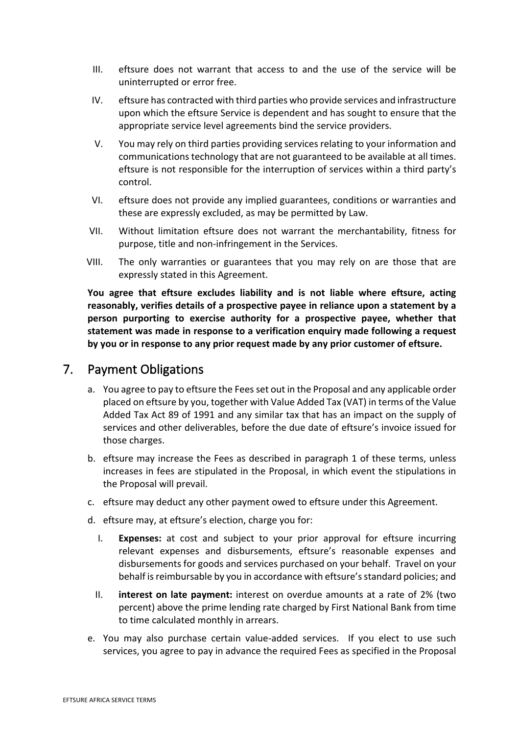III. eftsure does not warrant that access to and the use of the service will be uninterrupted or error free.

IV. eftsure has contracted with third parties who provide services and infrastructure upon which the eftsure Service is dependent and has sought to ensure that the appropriate service level agreements bind the service providers.

V. You may rely on third parties providing services relating to your information and communications technology that are not guaranteed to be available at all times. eftsure is not responsible for the interruption of services within a third party's control.

VI. eftsure does not provide any implied guarantees, conditions or warranties and these are expressly excluded, as may be permitted by Law.

VII. Without limitation eftsure does not warrant the merchantability, fitness for purpose, title and non-infringement in the Services.

VIII. The only warranties or guarantees that you may rely on are those that are expressly stated in this Agreement.

**You agree that eftsure excludes liability and is not liable where eftsure, acting reasonably, verifies details of a prospective payee in reliance upon a statement by a person purporting to exercise authority for a prospective payee, whether that statement was made in response to a verification enquiry made following a request by you or in response to any prior request made by any prior customer of eftsure.**

## 7. Payment Obligations

a. You agree to pay to eftsure the Fees set out in the Proposal and any applicable order placed on eftsure by you, together with Value Added Tax (VAT) in terms of the Value Added Tax Act 89 of 1991 and any similar tax that has an impact on the supply of services and other deliverables, before the due date of eftsure's invoice issued for those charges.

b. eftsure may increase the Fees as described in paragraph 1 of these terms, unless increases in fees are stipulated in the Proposal, in which event the stipulations in the Proposal will prevail.

c. eftsure may deduct any other payment owed to eftsure under this Agreement.

d. eftsure may, at eftsure's election, charge you for:

   I. **Expenses:** at cost and subject to your prior approval for eftsure incurring relevant expenses and disbursements, eftsure's reasonable expenses and disbursements for goods and services purchased on your behalf. Travel on your behalf is reimbursable by you in accordance with eftsure's standard policies; and

   II. **interest on late payment:** interest on overdue amounts at a rate of 2% (two percent) above the prime lending rate charged by First National Bank from time to time calculated monthly in arrears.

e. You may also purchase certain value-added services. If you elect to use such services, you agree to pay in advance the required Fees as specified in the Proposal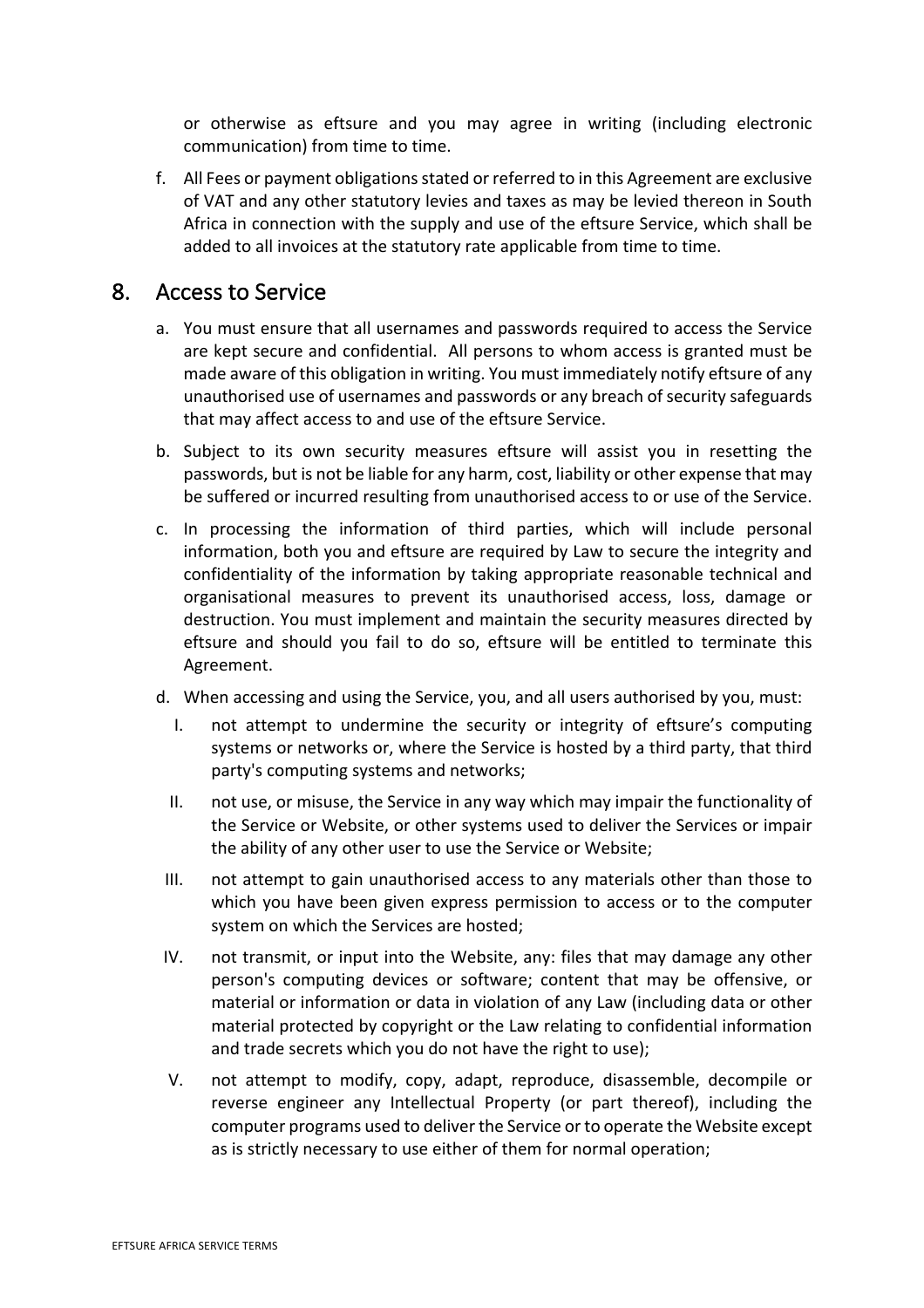or otherwise as eftsure and you may agree in writing (including electronic communication) from time to time.

f. All Fees or payment obligations stated or referred to in this Agreement are exclusive of VAT and any other statutory levies and taxes as may be levied thereon in South Africa in connection with the supply and use of the eftsure Service, which shall be added to all invoices at the statutory rate applicable from time to time.

## 8. Access to Service

a. You must ensure that all usernames and passwords required to access the Service are kept secure and confidential. All persons to whom access is granted must be made aware of this obligation in writing. You must immediately notify eftsure of any unauthorised use of usernames and passwords or any breach of security safeguards that may affect access to and use of the eftsure Service.

b. Subject to its own security measures eftsure will assist you in resetting the passwords, but is not be liable for any harm, cost, liability or other expense that may be suffered or incurred resulting from unauthorised access to or use of the Service.

c. In processing the information of third parties, which will include personal information, both you and eftsure are required by Law to secure the integrity and confidentiality of the information by taking appropriate reasonable technical and organisational measures to prevent its unauthorised access, loss, damage or destruction. You must implement and maintain the security measures directed by eftsure and should you fail to do so, eftsure will be entitled to terminate this Agreement.

d. When accessing and using the Service, you, and all users authorised by you, must:

   I. not attempt to undermine the security or integrity of eftsure's computing systems or networks or, where the Service is hosted by a third party, that third party's computing systems and networks;

   II. not use, or misuse, the Service in any way which may impair the functionality of the Service or Website, or other systems used to deliver the Services or impair the ability of any other user to use the Service or Website;

   III. not attempt to gain unauthorised access to any materials other than those to which you have been given express permission to access or to the computer system on which the Services are hosted;

   IV. not transmit, or input into the Website, any: files that may damage any other person's computing devices or software; content that may be offensive, or material or information or data in violation of any Law (including data or other material protected by copyright or the Law relating to confidential information and trade secrets which you do not have the right to use);

   V. not attempt to modify, copy, adapt, reproduce, disassemble, decompile or reverse engineer any Intellectual Property (or part thereof), including the computer programs used to deliver the Service or to operate the Website except as is strictly necessary to use either of them for normal operation;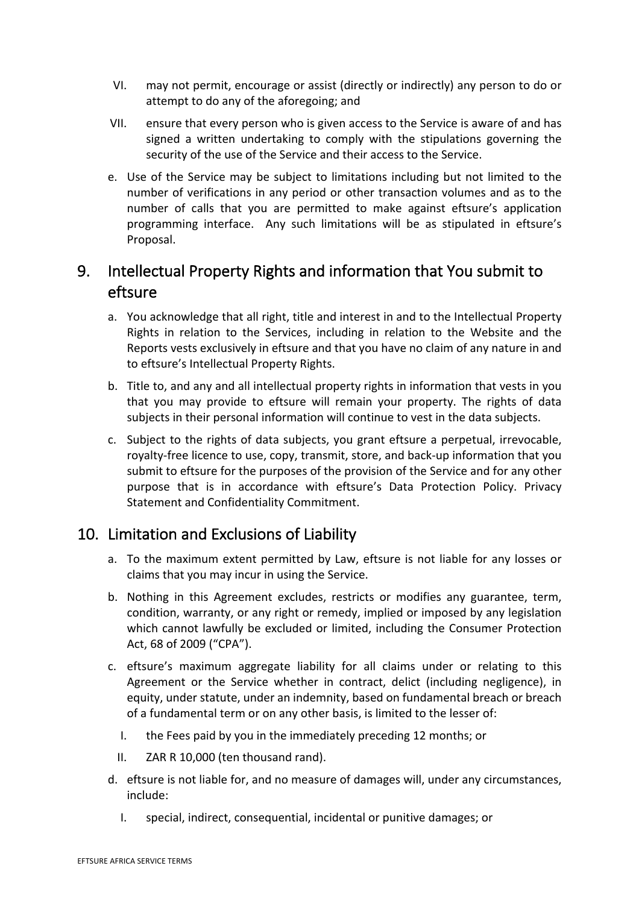VI. may not permit, encourage or assist (directly or indirectly) any person to do or attempt to do any of the aforegoing; and

VII. ensure that every person who is given access to the Service is aware of and has signed a written undertaking to comply with the stipulations governing the security of the use of the Service and their access to the Service.

e. Use of the Service may be subject to limitations including but not limited to the number of verifications in any period or other transaction volumes and as to the number of calls that you are permitted to make against eftsure's application programming interface. Any such limitations will be as stipulated in eftsure's Proposal.

## 9. Intellectual Property Rights and information that You submit to eftsure

a. You acknowledge that all right, title and interest in and to the Intellectual Property Rights in relation to the Services, including in relation to the Website and the Reports vests exclusively in eftsure and that you have no claim of any nature in and to eftsure's Intellectual Property Rights.

b. Title to, and any and all intellectual property rights in information that vests in you that you may provide to eftsure will remain your property. The rights of data subjects in their personal information will continue to vest in the data subjects.

c. Subject to the rights of data subjects, you grant eftsure a perpetual, irrevocable, royalty-free licence to use, copy, transmit, store, and back-up information that you submit to eftsure for the purposes of the provision of the Service and for any other purpose that is in accordance with eftsure's Data Protection Policy. Privacy Statement and Confidentiality Commitment.

## 10. Limitation and Exclusions of Liability

a. To the maximum extent permitted by Law, eftsure is not liable for any losses or claims that you may incur in using the Service.

b. Nothing in this Agreement excludes, restricts or modifies any guarantee, term, condition, warranty, or any right or remedy, implied or imposed by any legislation which cannot lawfully be excluded or limited, including the Consumer Protection Act, 68 of 2009 ("CPA").

c. eftsure's maximum aggregate liability for all claims under or relating to this Agreement or the Service whether in contract, delict (including negligence), in equity, under statute, under an indemnity, based on fundamental breach or breach of a fundamental term or on any other basis, is limited to the lesser of:

I. the Fees paid by you in the immediately preceding 12 months; or

II. ZAR R 10,000 (ten thousand rand).

d. eftsure is not liable for, and no measure of damages will, under any circumstances, include:

I. special, indirect, consequential, incidental or punitive damages; or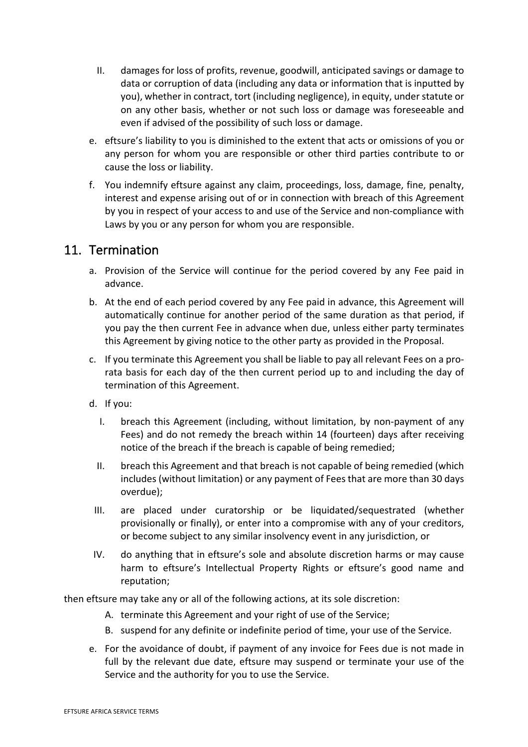II. damages for loss of profits, revenue, goodwill, anticipated savings or damage to data or corruption of data (including any data or information that is inputted by you), whether in contract, tort (including negligence), in equity, under statute or on any other basis, whether or not such loss or damage was foreseeable and even if advised of the possibility of such loss or damage.

e. eftsure's liability to you is diminished to the extent that acts or omissions of you or any person for whom you are responsible or other third parties contribute to or cause the loss or liability.

f. You indemnify eftsure against any claim, proceedings, loss, damage, fine, penalty, interest and expense arising out of or in connection with breach of this Agreement by you in respect of your access to and use of the Service and non-compliance with Laws by you or any person for whom you are responsible.

## 11. Termination

a. Provision of the Service will continue for the period covered by any Fee paid in advance.

b. At the end of each period covered by any Fee paid in advance, this Agreement will automatically continue for another period of the same duration as that period, if you pay the then current Fee in advance when due, unless either party terminates this Agreement by giving notice to the other party as provided in the Proposal.

c. If you terminate this Agreement you shall be liable to pay all relevant Fees on a pro-rata basis for each day of the then current period up to and including the day of termination of this Agreement.

d. If you:

   I. breach this Agreement (including, without limitation, by non-payment of any Fees) and do not remedy the breach within 14 (fourteen) days after receiving notice of the breach if the breach is capable of being remedied;

   II. breach this Agreement and that breach is not capable of being remedied (which includes (without limitation) or any payment of Fees that are more than 30 days overdue);

   III. are placed under curatorship or be liquidated/sequestrated (whether provisionally or finally), or enter into a compromise with any of your creditors, or become subject to any similar insolvency event in any jurisdiction, or

   IV. do anything that in eftsure's sole and absolute discretion harms or may cause harm to eftsure's Intellectual Property Rights or eftsure's good name and reputation;

then eftsure may take any or all of the following actions, at its sole discretion:

   A. terminate this Agreement and your right of use of the Service;

   B. suspend for any definite or indefinite period of time, your use of the Service.

e. For the avoidance of doubt, if payment of any invoice for Fees due is not made in full by the relevant due date, eftsure may suspend or terminate your use of the Service and the authority for you to use the Service.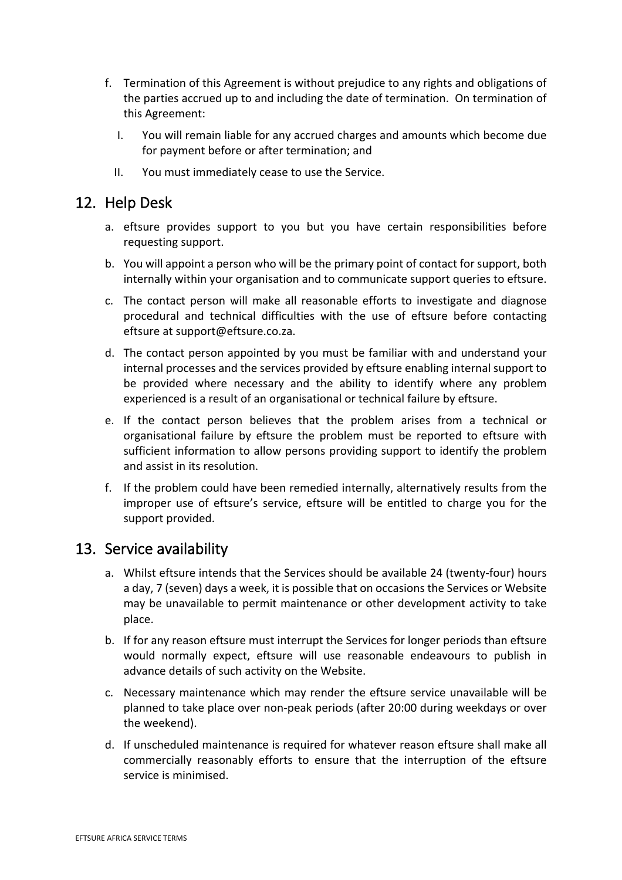f. Termination of this Agreement is without prejudice to any rights and obligations of the parties accrued up to and including the date of termination. On termination of this Agreement:

   I. You will remain liable for any accrued charges and amounts which become due for payment before or after termination; and

   II. You must immediately cease to use the Service.

## 12. Help Desk

a. eftsure provides support to you but you have certain responsibilities before requesting support.

b. You will appoint a person who will be the primary point of contact for support, both internally within your organisation and to communicate support queries to eftsure.

c. The contact person will make all reasonable efforts to investigate and diagnose procedural and technical difficulties with the use of eftsure before contacting eftsure at support@eftsure.co.za.

d. The contact person appointed by you must be familiar with and understand your internal processes and the services provided by eftsure enabling internal support to be provided where necessary and the ability to identify where any problem experienced is a result of an organisational or technical failure by eftsure.

e. If the contact person believes that the problem arises from a technical or organisational failure by eftsure the problem must be reported to eftsure with sufficient information to allow persons providing support to identify the problem and assist in its resolution.

f. If the problem could have been remedied internally, alternatively results from the improper use of eftsure's service, eftsure will be entitled to charge you for the support provided.

## 13. Service availability

a. Whilst eftsure intends that the Services should be available 24 (twenty-four) hours a day, 7 (seven) days a week, it is possible that on occasions the Services or Website may be unavailable to permit maintenance or other development activity to take place.

b. If for any reason eftsure must interrupt the Services for longer periods than eftsure would normally expect, eftsure will use reasonable endeavours to publish in advance details of such activity on the Website.

c. Necessary maintenance which may render the eftsure service unavailable will be planned to take place over non-peak periods (after 20:00 during weekdays or over the weekend).

d. If unscheduled maintenance is required for whatever reason eftsure shall make all commercially reasonably efforts to ensure that the interruption of the eftsure service is minimised.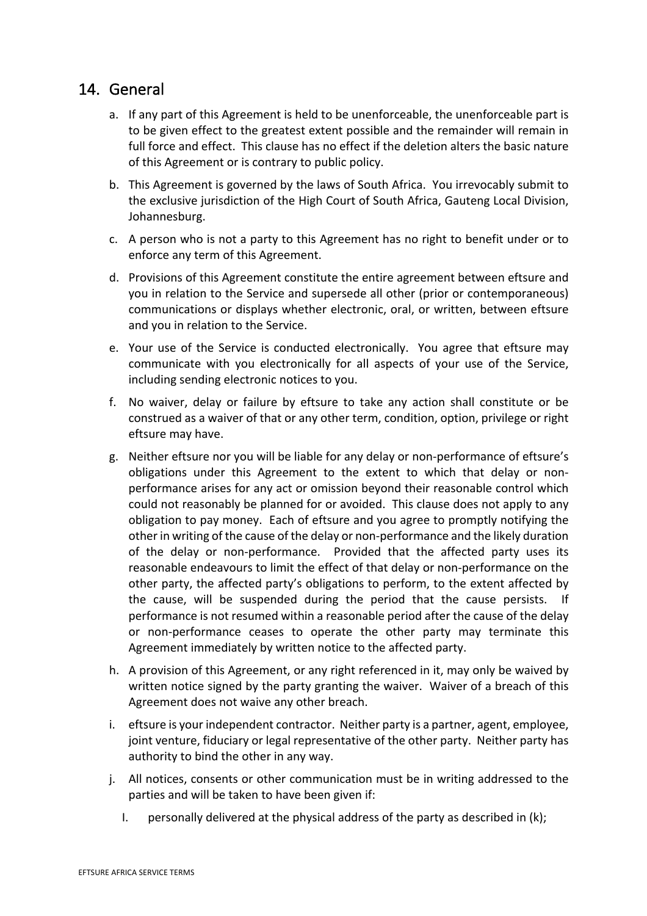## 14. General

a. If any part of this Agreement is held to be unenforceable, the unenforceable part is to be given effect to the greatest extent possible and the remainder will remain in full force and effect. This clause has no effect if the deletion alters the basic nature of this Agreement or is contrary to public policy.

b. This Agreement is governed by the laws of South Africa. You irrevocably submit to the exclusive jurisdiction of the High Court of South Africa, Gauteng Local Division, Johannesburg.

c. A person who is not a party to this Agreement has no right to benefit under or to enforce any term of this Agreement.

d. Provisions of this Agreement constitute the entire agreement between eftsure and you in relation to the Service and supersede all other (prior or contemporaneous) communications or displays whether electronic, oral, or written, between eftsure and you in relation to the Service.

e. Your use of the Service is conducted electronically. You agree that eftsure may communicate with you electronically for all aspects of your use of the Service, including sending electronic notices to you.

f. No waiver, delay or failure by eftsure to take any action shall constitute or be construed as a waiver of that or any other term, condition, option, privilege or right eftsure may have.

g. Neither eftsure nor you will be liable for any delay or non-performance of eftsure's obligations under this Agreement to the extent to which that delay or non-performance arises for any act or omission beyond their reasonable control which could not reasonably be planned for or avoided. This clause does not apply to any obligation to pay money. Each of eftsure and you agree to promptly notifying the other in writing of the cause of the delay or non-performance and the likely duration of the delay or non-performance. Provided that the affected party uses its reasonable endeavours to limit the effect of that delay or non-performance on the other party, the affected party's obligations to perform, to the extent affected by the cause, will be suspended during the period that the cause persists. If performance is not resumed within a reasonable period after the cause of the delay or non-performance ceases to operate the other party may terminate this Agreement immediately by written notice to the affected party.

h. A provision of this Agreement, or any right referenced in it, may only be waived by written notice signed by the party granting the waiver. Waiver of a breach of this Agreement does not waive any other breach.

i. eftsure is your independent contractor. Neither party is a partner, agent, employee, joint venture, fiduciary or legal representative of the other party. Neither party has authority to bind the other in any way.

j. All notices, consents or other communication must be in writing addressed to the parties and will be taken to have been given if:

   I. personally delivered at the physical address of the party as described in (k);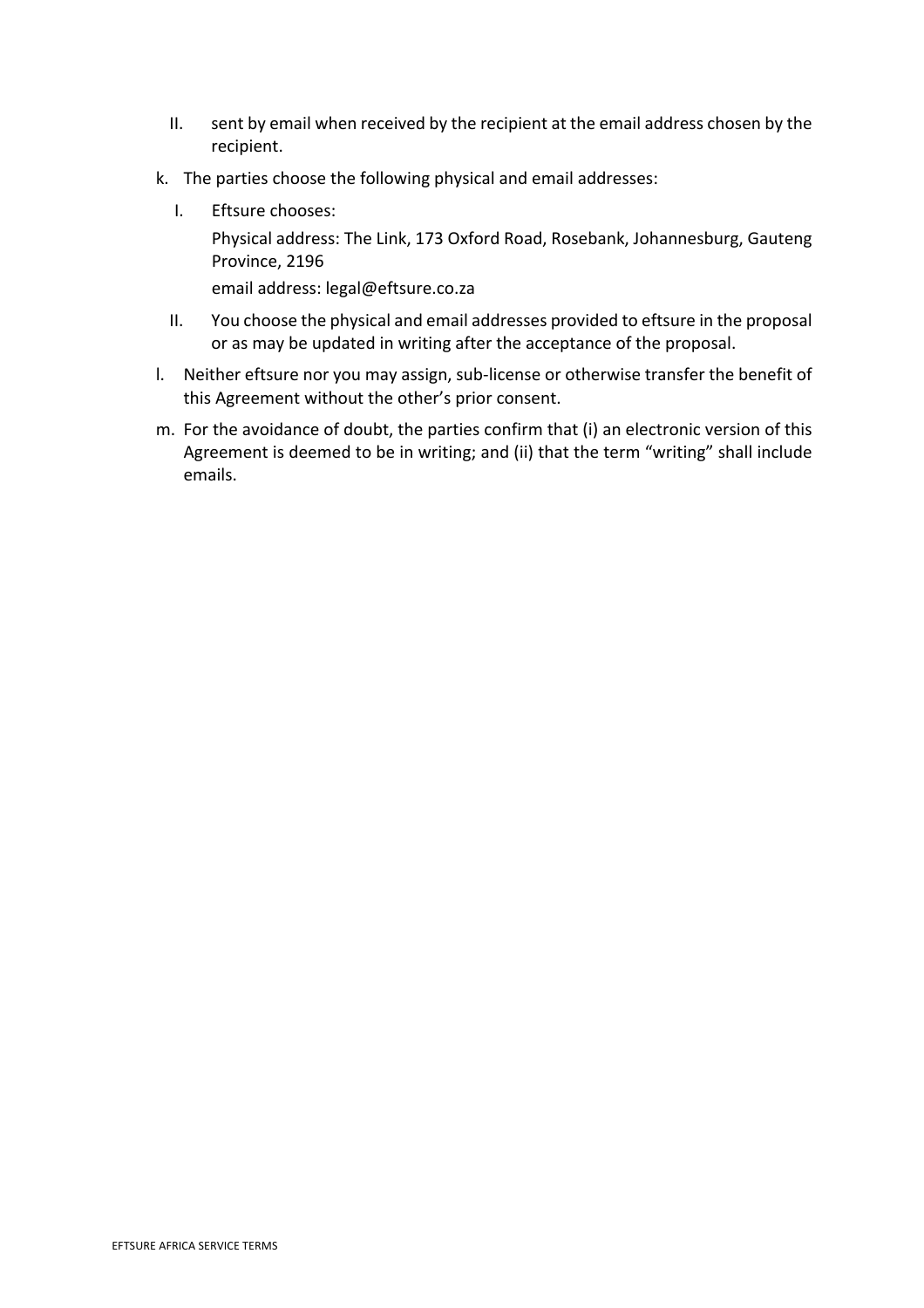II. sent by email when received by the recipient at the email address chosen by the recipient.

k. The parties choose the following physical and email addresses:

   I. Eftsure chooses:

      Physical address: The Link, 173 Oxford Road, Rosebank, Johannesburg, Gauteng Province, 2196

      email address: legal@eftsure.co.za

   II. You choose the physical and email addresses provided to eftsure in the proposal or as may be updated in writing after the acceptance of the proposal.

l. Neither eftsure nor you may assign, sub-license or otherwise transfer the benefit of this Agreement without the other's prior consent.

m. For the avoidance of doubt, the parties confirm that (i) an electronic version of this Agreement is deemed to be in writing; and (ii) that the term "writing" shall include emails.